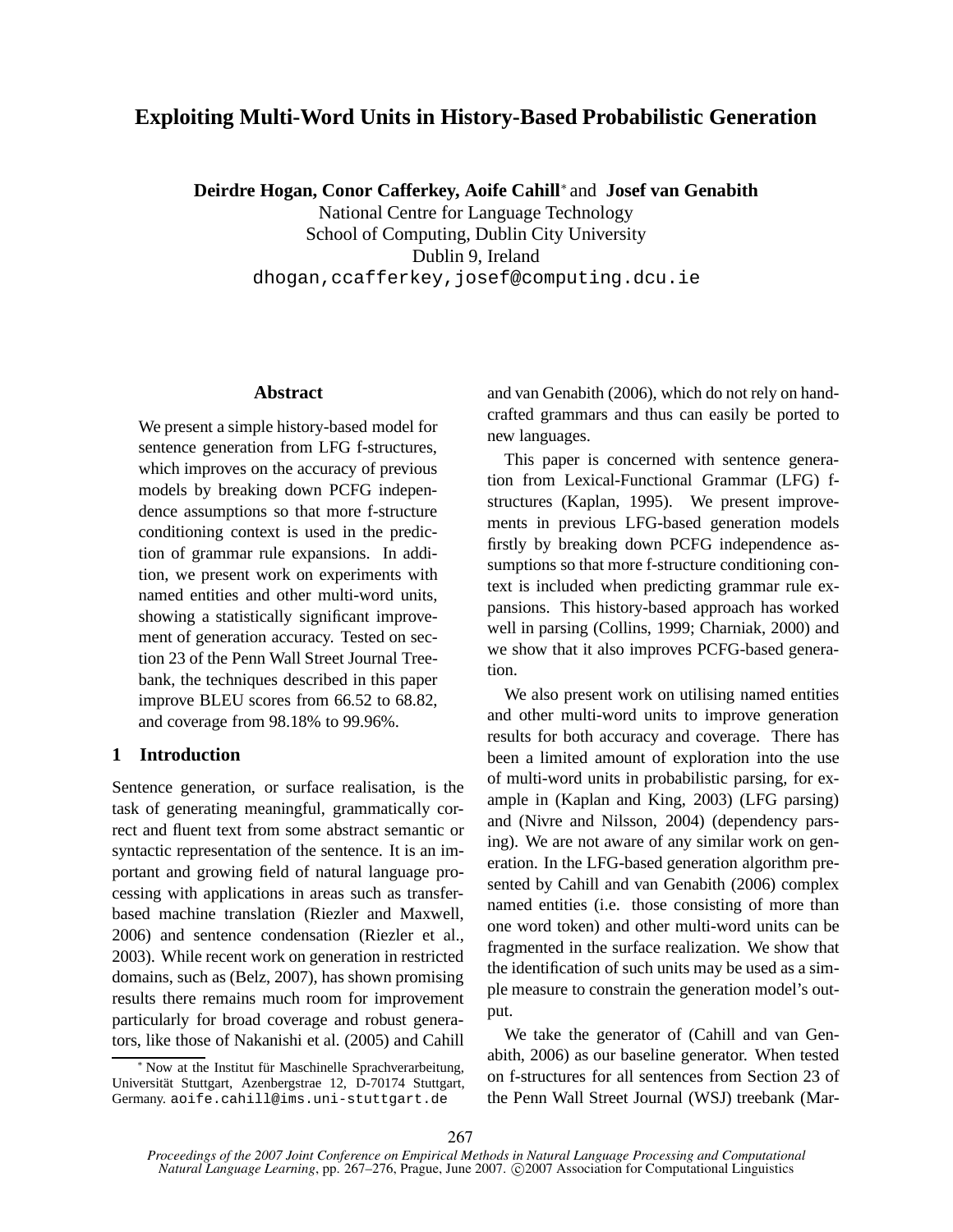# Exploiting Multi-Word Units in History-Based Probabilistic Generation

**Deirdre Hogan, Conor Cafferkey, Aoife Cahill*** and **Josef van Genabith**
National Centre for Language Technology
School of Computing, Dublin City University
Dublin 9, Ireland
dhogan,ccafferkey,josef@computing.dcu.ie

### Abstract

We present a simple history-based model for sentence generation from LFG f-structures, which improves on the accuracy of previous models by breaking down PCFG independence assumptions so that more f-structure conditioning context is used in the prediction of grammar rule expansions. In addition, we present work on experiments with named entities and other multi-word units, showing a statistically significant improvement of generation accuracy. Tested on section 23 of the Penn Wall Street Journal Treebank, the techniques described in this paper improve BLEU scores from 66.52 to 68.82, and coverage from 98.18% to 99.96%.

## 1 Introduction

Sentence generation, or surface realisation, is the task of generating meaningful, grammatically correct and fluent text from some abstract semantic or syntactic representation of the sentence. It is an important and growing field of natural language processing with applications in areas such as transfer-based machine translation (Riezler and Maxwell, 2006) and sentence condensation (Riezler et al., 2003). While recent work on generation in restricted domains, such as (Belz, 2007), has shown promising results there remains much room for improvement particularly for broad coverage and robust generators, like those of Nakanishi et al. (2005) and Cahill and van Genabith (2006), which do not rely on hand-crafted grammars and thus can easily be ported to new languages.

This paper is concerned with sentence generation from Lexical-Functional Grammar (LFG) f-structures (Kaplan, 1995). We present improvements in previous LFG-based generation models firstly by breaking down PCFG independence assumptions so that more f-structure conditioning context is included when predicting grammar rule expansions. This history-based approach has worked well in parsing (Collins, 1999; Charniak, 2000) and we show that it also improves PCFG-based generation.

We also present work on utilising named entities and other multi-word units to improve generation results for both accuracy and coverage. There has been a limited amount of exploration into the use of multi-word units in probabilistic parsing, for example in (Kaplan and King, 2003) (LFG parsing) and (Nivre and Nilsson, 2004) (dependency parsing). We are not aware of any similar work on generation. In the LFG-based generation algorithm presented by Cahill and van Genabith (2006) complex named entities (i.e. those consisting of more than one word token) and other multi-word units can be fragmented in the surface realization. We show that the identification of such units may be used as a simple measure to constrain the generation model's output.

We take the generator of (Cahill and van Genabith, 2006) as our baseline generator. When tested on f-structures for all sentences from Section 23 of the Penn Wall Street Journal (WSJ) treebank (Mar-

* Now at the Institut für Maschinelle Sprachverarbeitung, Universität Stuttgart, Azenbergstrae 12, D-70174 Stuttgart, Germany. aoife.cahill@ims.uni-stuttgart.de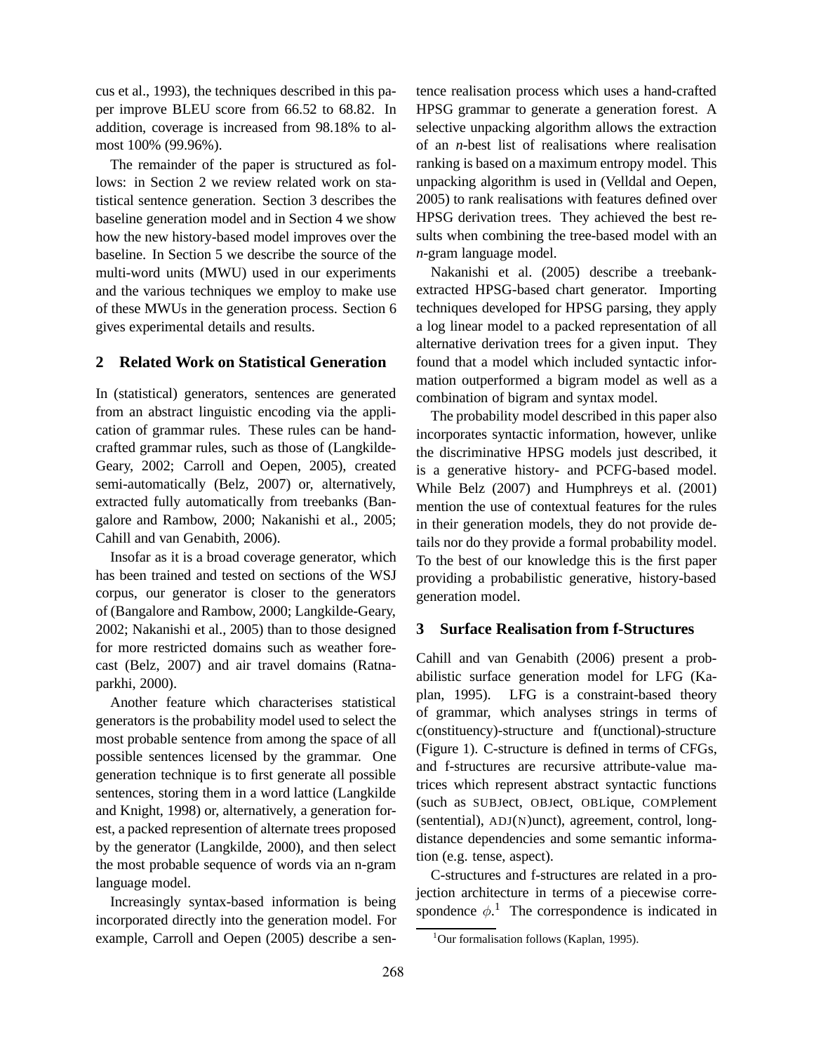cus et al., 1993), the techniques described in this paper improve BLEU score from 66.52 to 68.82. In addition, coverage is increased from 98.18% to almost 100% (99.96%).

The remainder of the paper is structured as follows: in Section 2 we review related work on statistical sentence generation. Section 3 describes the baseline generation model and in Section 4 we show how the new history-based model improves over the baseline. In Section 5 we describe the source of the multi-word units (MWU) used in our experiments and the various techniques we employ to make use of these MWUs in the generation process. Section 6 gives experimental details and results.

## 2 Related Work on Statistical Generation

In (statistical) generators, sentences are generated from an abstract linguistic encoding via the application of grammar rules. These rules can be handcrafted grammar rules, such as those of (Langkilde-Geary, 2002; Carroll and Oepen, 2005), created semi-automatically (Belz, 2007) or, alternatively, extracted fully automatically from treebanks (Bangalore and Rambow, 2000; Nakanishi et al., 2005; Cahill and van Genabith, 2006).

Insofar as it is a broad coverage generator, which has been trained and tested on sections of the WSJ corpus, our generator is closer to the generators of (Bangalore and Rambow, 2000; Langkilde-Geary, 2002; Nakanishi et al., 2005) than to those designed for more restricted domains such as weather forecast (Belz, 2007) and air travel domains (Ratnaparkhi, 2000).

Another feature which characterises statistical generators is the probability model used to select the most probable sentence from among the space of all possible sentences licensed by the grammar. One generation technique is to first generate all possible sentences, storing them in a word lattice (Langkilde and Knight, 1998) or, alternatively, a generation forest, a packed represention of alternate trees proposed by the generator (Langkilde, 2000), and then select the most probable sequence of words via an n-gram language model.

Increasingly syntax-based information is being incorporated directly into the generation model. For example, Carroll and Oepen (2005) describe a sentence realisation process which uses a hand-crafted HPSG grammar to generate a generation forest. A selective unpacking algorithm allows the extraction of an *n*-best list of realisations where realisation ranking is based on a maximum entropy model. This unpacking algorithm is used in (Velldal and Oepen, 2005) to rank realisations with features defined over HPSG derivation trees. They achieved the best results when combining the tree-based model with an *n*-gram language model.

Nakanishi et al. (2005) describe a treebank-extracted HPSG-based chart generator. Importing techniques developed for HPSG parsing, they apply a log linear model to a packed representation of all alternative derivation trees for a given input. They found that a model which included syntactic information outperformed a bigram model as well as a combination of bigram and syntax model.

The probability model described in this paper also incorporates syntactic information, however, unlike the discriminative HPSG models just described, it is a generative history- and PCFG-based model. While Belz (2007) and Humphreys et al. (2001) mention the use of contextual features for the rules in their generation models, they do not provide details nor do they provide a formal probability model. To the best of our knowledge this is the first paper providing a probabilistic generative, history-based generation model.

## 3 Surface Realisation from f-Structures

Cahill and van Genabith (2006) present a probabilistic surface generation model for LFG (Kaplan, 1995). LFG is a constraint-based theory of grammar, which analyses strings in terms of c(onstituency)-structure and f(unctional)-structure (Figure 1). C-structure is defined in terms of CFGs, and f-structures are recursive attribute-value matrices which represent abstract syntactic functions (such as SUBJect, OBJect, OBLique, COMPlement (sentential), ADJ(N)unct), agreement, control, long-distance dependencies and some semantic information (e.g. tense, aspect).

C-structures and f-structures are related in a projection architecture in terms of a piecewise correspondence $\phi$.[1] The correspondence is indicated in

[1] Our formalisation follows (Kaplan, 1995).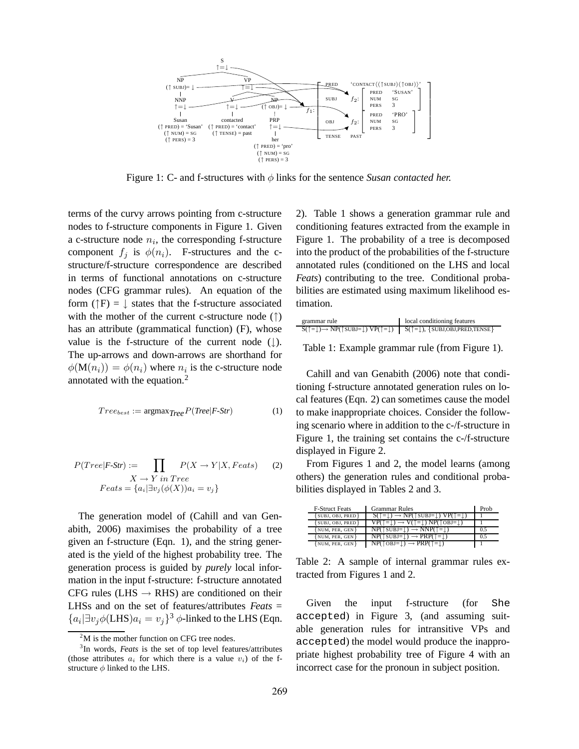Figure 1: C- and f-structures with $\phi$ links for the sentence *Susan contacted her.*

terms of the curvy arrows pointing from c-structure nodes to f-structure components in Figure 1. Given a c-structure node $n_i$, the corresponding f-structure component $f_j$ is $\phi(n_i)$. F-structures and the c-structure/f-structure correspondence are described in terms of functional annotations on c-structure nodes (CFG grammar rules). An equation of the form (↑F) = ↓ states that the f-structure associated with the mother of the current c-structure node (↑) has an attribute (grammatical function) (F), whose value is the f-structure of the current node (↓). The up-arrows and down-arrows are shorthand for $\phi(\mathrm{M}(n_i)) = \phi(n_i)$ where $n_i$ is the c-structure node annotated with the equation.[2]

$$Tree_{best} := \mathrm{argmax}_{\textit{Tree}} P(\textit{Tree}|\textit{F-Str}) \qquad (1)$$

$$P(Tree|\textit{F-Str}) := \prod_{\substack{X \rightarrow Y \; in \; Tree \\ Feats = \{a_i | \exists v_j (\phi(X)) a_i = v_j\}}} P(X \rightarrow Y | X, Feats) \qquad (2)$$

The generation model of (Cahill and van Genabith, 2006) maximises the probability of a tree given an f-structure (Eqn. 1), and the string generated is the yield of the highest probability tree. The generation process is guided by *purely* local information in the input f-structure: f-structure annotated CFG rules (LHS → RHS) are conditioned on their LHSs and on the set of features/attributes *Feats* = $\{a_i | \exists v_j \phi(\text{LHS}) a_i = v_j\}$[3] $\phi$-linked to the LHS (Eqn. 2). Table 1 shows a generation grammar rule and conditioning features extracted from the example in Figure 1. The probability of a tree is decomposed into the product of the probabilities of the f-structure annotated rules (conditioned on the LHS and local *Feats*) contributing to the tree. Conditional probabilities are estimated using maximum likelihood estimation.

| grammar rule | local conditioning features |
|---|---|
| S(↑=↓)→ NP(↑SUBJ=↓) VP(↑=↓) | S(↑=↓), {SUBJ,OBJ,PRED,TENSE} |

Table 1: Example grammar rule (from Figure 1).

Cahill and van Genabith (2006) note that conditioning f-structure annotated generation rules on local features (Eqn. 2) can sometimes cause the model to make inappropriate choices. Consider the following scenario where in addition to the c-/f-structure in Figure 1, the training set contains the c-/f-structure displayed in Figure 2.

From Figures 1 and 2, the model learns (among others) the generation rules and conditional probabilities displayed in Tables 2 and 3.

| F-Struct Feats | Grammar Rules | Prob |
|---|---|---|
| {SUBJ, OBJ, PRED} | S(↑=↓) → NP(↑SUBJ=↓) VP(↑=↓) | 1 |
| {SUBJ, OBJ, PRED} | VP(↑=↓) → V(↑=↓) NP(↑OBJ=↓) | 1 |
| {NUM, PER, GEN} | NP(↑SUBJ=↓) → NNP(↑=↓) | 0.5 |
| {NUM, PER, GEN} | NP(↑SUBJ=↓) → PRP(↑=↓) | 0.5 |
| {NUM, PER, GEN} | NP(↑OBJ=↓) → PRP(↑=↓) | 1 |

Table 2: A sample of internal grammar rules extracted from Figures 1 and 2.

Given the input f-structure (for `She accepted`) in Figure 3, (and assuming suitable generation rules for intransitive VPs and `accepted`) the model would produce the inappropriate highest probability tree of Figure 4 with an incorrect case for the pronoun in subject position.

[2] M is the mother function on CFG tree nodes.

[3] In words, *Feats* is the set of top level features/attributes (those attributes $a_i$ for which there is a value $v_i$) of the f-structure $\phi$ linked to the LHS.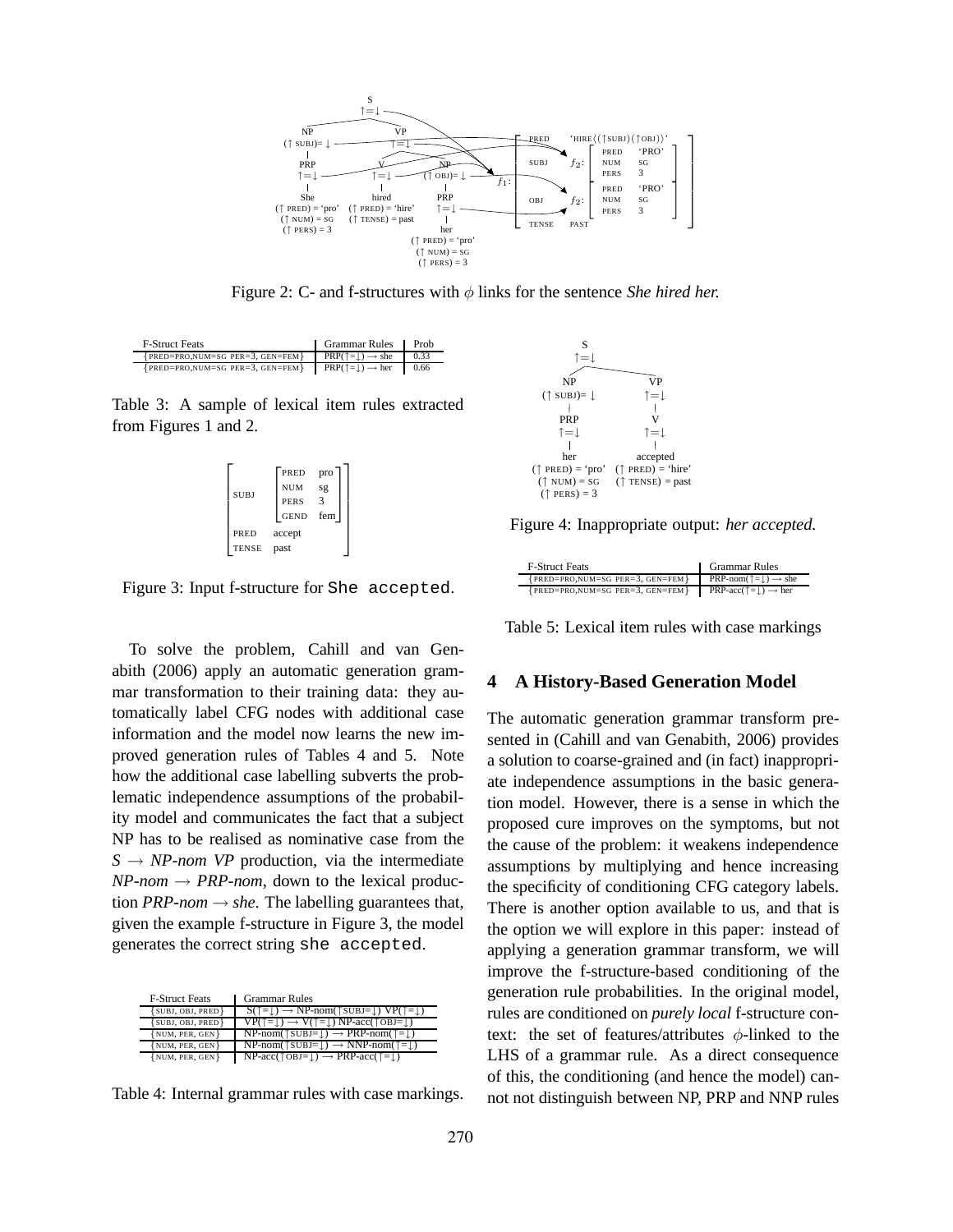Figure 2: C- and f-structures with $\phi$ links for the sentence *She hired her.*

| F-Struct Feats | Grammar Rules | Prob |
|---|---|---|
| {PRED=PRO,NUM=SG PER=3, GEN=FEM} | PRP(↑=↓) → she | 0.33 |
| {PRED=PRO,NUM=SG PER=3, GEN=FEM} | PRP(↑=↓) → her | 0.66 |

Table 3: A sample of lexical item rules extracted from Figures 1 and 2.

Figure 3: Input f-structure for `She accepted`.

To solve the problem, Cahill and van Genabith (2006) apply an automatic generation grammar transformation to their training data: they automatically label CFG nodes with additional case information and the model now learns the new improved generation rules of Tables 4 and 5. Note how the additional case labelling subverts the problematic independence assumptions of the probability model and communicates the fact that a subject NP has to be realised as nominative case from the *S → NP-nom VP* production, via the intermediate *NP-nom → PRP-nom*, down to the lexical production *PRP-nom → she*. The labelling guarantees that, given the example f-structure in Figure 3, the model generates the correct string `she accepted`.

| F-Struct Feats | Grammar Rules |
|---|---|
| {SUBJ, OBJ, PRED} | S(↑=↓) → NP-nom(↑SUBJ=↓) VP(↑=↓) |
| {SUBJ, OBJ, PRED} | VP(↑=↓) → V(↑=↓) NP-acc(↑OBJ=↓) |
| {NUM, PER, GEN} | NP-nom(↑SUBJ=↓) → PRP-nom(↑=↓) |
| {NUM, PER, GEN} | NP-nom(↑SUBJ=↓) → NNP-nom(↑=↓) |
| {NUM, PER, GEN} | NP-acc(↑OBJ=↓) → PRP-acc(↑=↓) |

Table 4: Internal grammar rules with case markings.

Figure 4: Inappropriate output: *her accepted.*

| F-Struct Feats | Grammar Rules |
|---|---|
| {PRED=PRO,NUM=SG PER=3, GEN=FEM} | PRP-nom(↑=↓) → she |
| {PRED=PRO,NUM=SG PER=3, GEN=FEM} | PRP-acc(↑=↓) → her |

Table 5: Lexical item rules with case markings

## 4 A History-Based Generation Model

The automatic generation grammar transform presented in (Cahill and van Genabith, 2006) provides a solution to coarse-grained and (in fact) inappropriate independence assumptions in the basic generation model. However, there is a sense in which the proposed cure improves on the symptoms, but not the cause of the problem: it weakens independence assumptions by multiplying and hence increasing the specificity of conditioning CFG category labels. There is another option available to us, and that is the option we will explore in this paper: instead of applying a generation grammar transform, we will improve the f-structure-based conditioning of the generation rule probabilities. In the original model, rules are conditioned on *purely local* f-structure context: the set of features/attributes $\phi$-linked to the LHS of a grammar rule. As a direct consequence of this, the conditioning (and hence the model) cannot not distinguish between NP, PRP and NNP rules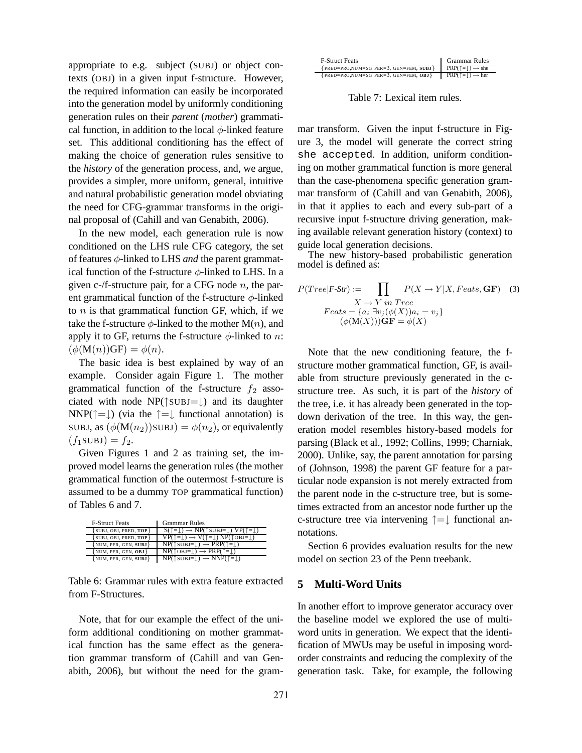appropriate to e.g. subject (SUBJ) or object contexts (OBJ) in a given input f-structure. However, the required information can easily be incorporated into the generation model by uniformly conditioning generation rules on their *parent* (*mother*) grammatical function, in addition to the local $\phi$-linked feature set. This additional conditioning has the effect of making the choice of generation rules sensitive to the *history* of the generation process, and, we argue, provides a simpler, more uniform, general, intuitive and natural probabilistic generation model obviating the need for CFG-grammar transforms in the original proposal of (Cahill and van Genabith, 2006).

In the new model, each generation rule is now conditioned on the LHS rule CFG category, the set of features $\phi$-linked to LHS *and* the parent grammatical function of the f-structure $\phi$-linked to LHS. In a given c-/f-structure pair, for a CFG node $n$, the parent grammatical function of the f-structure $\phi$-linked to $n$ is that grammatical function GF, which, if we take the f-structure $\phi$-linked to the mother M($n$), and apply it to GF, returns the f-structure $\phi$-linked to $n$: $(\phi(\mathrm{M}(n))\mathrm{GF}) = \phi(n)$.

The basic idea is best explained by way of an example. Consider again Figure 1. The mother grammatical function of the f-structure $f_2$ associated with node NP(↑SUBJ=↓) and its daughter NNP(↑=↓) (via the ↑=↓ functional annotation) is SUBJ, as $(\phi(\mathrm{M}(n_2))\mathrm{SUBJ}) = \phi(n_2)$, or equivalently $(f_1\mathrm{SUBJ}) = f_2$.

Given Figures 1 and 2 as training set, the improved model learns the generation rules (the mother grammatical function of the outermost f-structure is assumed to be a dummy TOP grammatical function) of Tables 6 and 7.

| F-Struct Feats | Grammar Rules |
|---|---|
| {SUBJ, OBJ, PRED, **TOP**} | S(↑=↓) → NP(↑SUBJ=↓) VP(↑=↓) |
| {SUBJ, OBJ, PRED, **TOP**} | VP(↑=↓) → V(↑=↓) NP(↑OBJ=↓) |
| {NUM, PER, GEN, **SUBJ**} | NP(↑SUBJ=↓) → PRP(↑=↓) |
| {NUM, PER, GEN, **OBJ**} | NP(↑OBJ=↓) → PRP(↑=↓) |
| {NUM, PER, GEN, **SUBJ**} | NP(↑SUBJ=↓) → NNP(↑=↓) |

Table 6: Grammar rules with extra feature extracted from F-Structures.

Note, that for our example the effect of the uniform additional conditioning on mother grammatical function has the same effect as the generation grammar transform of (Cahill and van Genabith, 2006), but without the need for the grammar transform. Given the input f-structure in Figure 3, the model will generate the correct string `she accepted`. In addition, uniform conditioning on mother grammatical function is more general than the case-phenomena specific generation grammar transform of (Cahill and van Genabith, 2006), in that it applies to each and every sub-part of a recursive input f-structure driving generation, making available relevant generation history (context) to guide local generation decisions.

| F-Struct Feats | Grammar Rules |
|---|---|
| {PRED=PRO,NUM=SG PER=3, GEN=FEM, **SUBJ**} | PRP(↑=↓) → she |
| {PRED=PRO,NUM=SG PER=3, GEN=FEM, **OBJ**} | PRP(↑=↓) → her |

Table 7: Lexical item rules.

The new history-based probabilistic generation model is defined as:

$$P(Tree|\textit{F-Str}) := \prod_{\substack{X \rightarrow Y \; in \; Tree \\ Feats = \{a_i | \exists v_j (\phi(X)) a_i = v_j\} \\ (\phi(\mathrm{M}(X)))\mathbf{GF} = \phi(X)}} P(X \rightarrow Y | X, Feats, \mathbf{GF}) \quad (3)$$

Note that the new conditioning feature, the f-structure mother grammatical function, GF, is available from structure previously generated in the c-structure tree. As such, it is part of the *history* of the tree, i.e. it has already been generated in the top-down derivation of the tree. In this way, the generation model resembles history-based models for parsing (Black et al., 1992; Collins, 1999; Charniak, 2000). Unlike, say, the parent annotation for parsing of (Johnson, 1998) the parent GF feature for a particular node expansion is not merely extracted from the parent node in the c-structure tree, but is sometimes extracted from an ancestor node further up the c-structure tree via intervening ↑=↓ functional annotations.

Section 6 provides evaluation results for the new model on section 23 of the Penn treebank.

## 5 Multi-Word Units

In another effort to improve generator accuracy over the baseline model we explored the use of multi-word units in generation. We expect that the identification of MWUs may be useful in imposing word-order constraints and reducing the complexity of the generation task. Take, for example, the following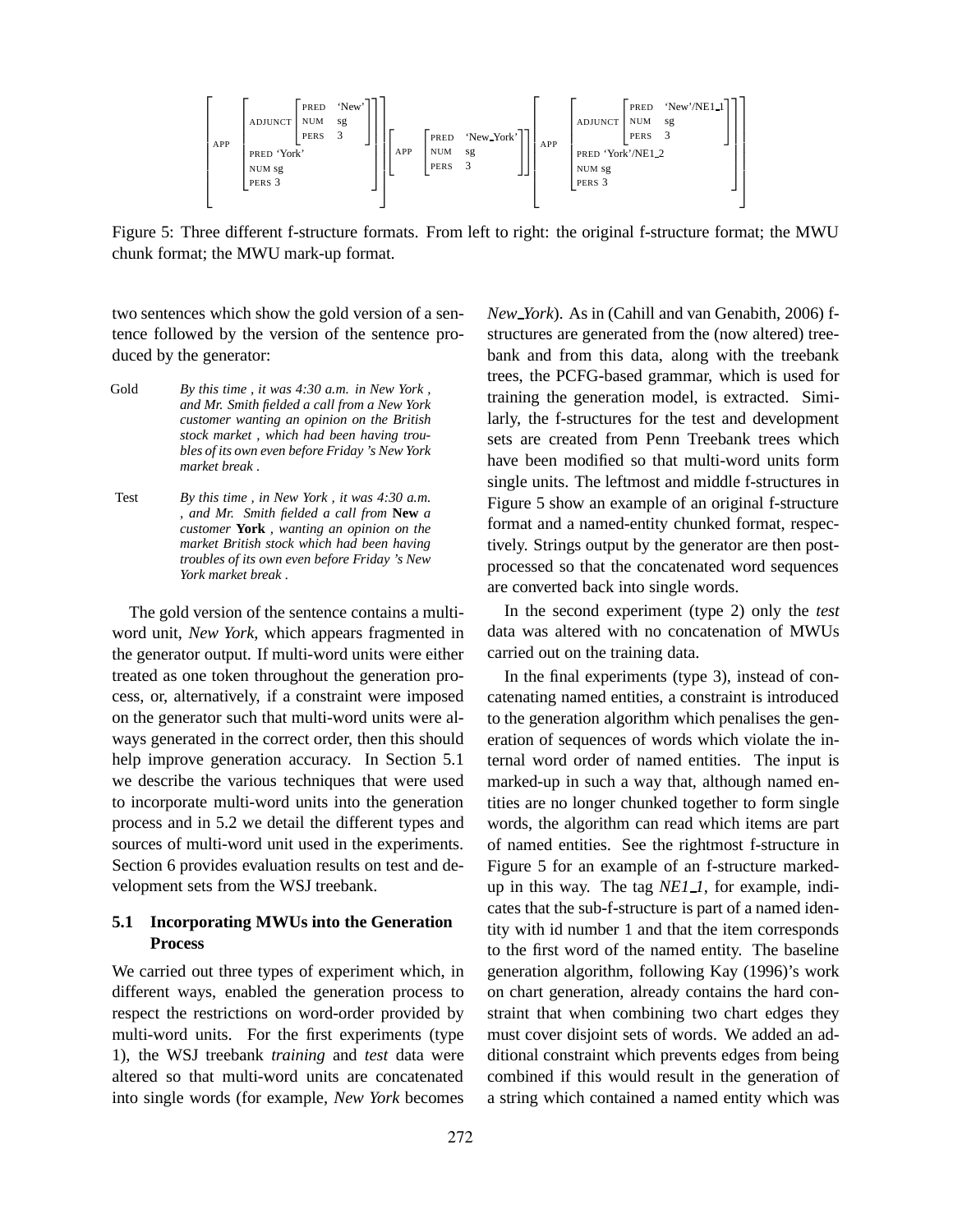$$\left[\text{APP}\left[\begin{array}{ll}\text{ADJUNCT} & \left[\begin{array}{ll}\text{PRED} & \text{'New'}\\ \text{NUM} & \text{sg}\\ \text{PERS} & 3\end{array}\right]\\ \text{PRED 'York'} & \\ \text{NUM sg} & \\ \text{PERS 3} & \end{array}\right]\right] \left[\text{APP}\left[\begin{array}{ll}\text{PRED} & \text{'New\_York'}\\ \text{NUM} & \text{sg}\\ \text{PERS} & 3\end{array}\right]\right] \left[\text{APP}\left[\begin{array}{ll}\text{ADJUNCT} & \left[\begin{array}{ll}\text{PRED} & \text{'New'/NE1\_1}\\ \text{NUM} & \text{sg}\\ \text{PERS} & 3\end{array}\right]\\ \text{PRED 'York'/NE1\_2} & \\ \text{NUM sg} & \\ \text{PERS 3} & \end{array}\right]\right]$$

Figure 5: Three different f-structure formats. From left to right: the original f-structure format; the MWU chunk format; the MWU mark-up format.

two sentences which show the gold version of a sentence followed by the version of the sentence produced by the generator:

Gold *By this time , it was 4:30 a.m. in New York , and Mr. Smith fielded a call from a New York customer wanting an opinion on the British stock market , which had been having troubles of its own even before Friday 's New York market break .*

Test *By this time , in New York , it was 4:30 a.m. , and Mr. Smith fielded a call from* **New** *a customer* **York** *, wanting an opinion on the market British stock which had been having troubles of its own even before Friday 's New York market break .*

The gold version of the sentence contains a multi-word unit, *New York*, which appears fragmented in the generator output. If multi-word units were either treated as one token throughout the generation process, or, alternatively, if a constraint were imposed on the generator such that multi-word units were always generated in the correct order, then this should help improve generation accuracy. In Section 5.1 we describe the various techniques that were used to incorporate multi-word units into the generation process and in 5.2 we detail the different types and sources of multi-word unit used in the experiments. Section 6 provides evaluation results on test and development sets from the WSJ treebank.

### 5.1 Incorporating MWUs into the Generation Process

We carried out three types of experiment which, in different ways, enabled the generation process to respect the restrictions on word-order provided by multi-word units. For the first experiments (type 1), the WSJ treebank *training* and *test* data were altered so that multi-word units are concatenated into single words (for example, *New York* becomes *New_York*). As in (Cahill and van Genabith, 2006) f-structures are generated from the (now altered) treebank and from this data, along with the treebank trees, the PCFG-based grammar, which is used for training the generation model, is extracted. Similarly, the f-structures for the test and development sets are created from Penn Treebank trees which have been modified so that multi-word units form single units. The leftmost and middle f-structures in Figure 5 show an example of an original f-structure format and a named-entity chunked format, respectively. Strings output by the generator are then post-processed so that the concatenated word sequences are converted back into single words.

In the second experiment (type 2) only the *test* data was altered with no concatenation of MWUs carried out on the training data.

In the final experiments (type 3), instead of concatenating named entities, a constraint is introduced to the generation algorithm which penalises the generation of sequences of words which violate the internal word order of named entities. The input is marked-up in such a way that, although named entities are no longer chunked together to form single words, the algorithm can read which items are part of named entities. See the rightmost f-structure in Figure 5 for an example of an f-structure marked-up in this way. The tag *NE1_1*, for example, indicates that the sub-f-structure is part of a named identity with id number 1 and that the item corresponds to the first word of the named entity. The baseline generation algorithm, following Kay (1996)'s work on chart generation, already contains the hard constraint that when combining two chart edges they must cover disjoint sets of words. We added an additional constraint which prevents edges from being combined if this would result in the generation of a string which contained a named entity which was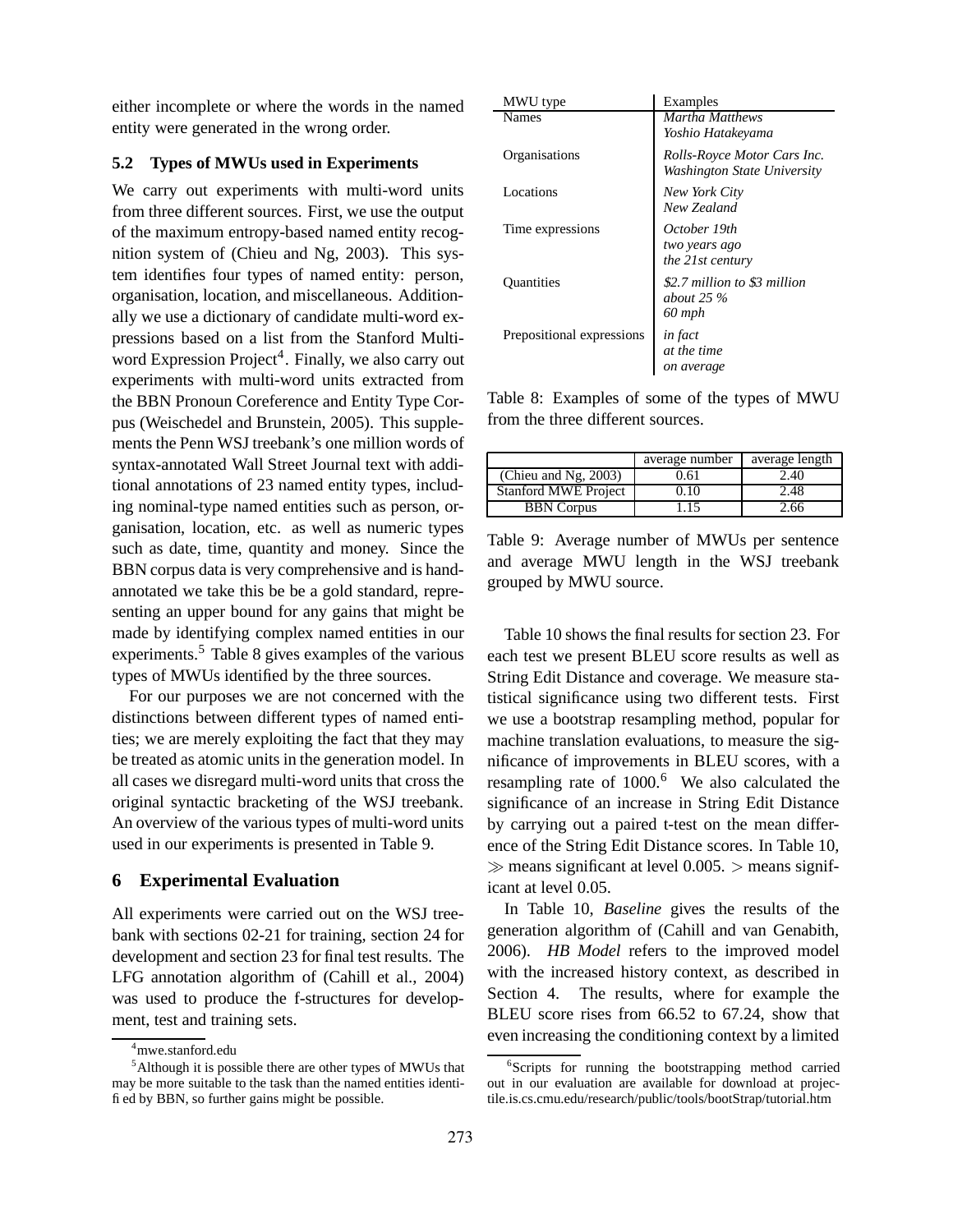either incomplete or where the words in the named entity were generated in the wrong order.

### 5.2 Types of MWUs used in Experiments

We carry out experiments with multi-word units from three different sources. First, we use the output of the maximum entropy-based named entity recognition system of (Chieu and Ng, 2003). This system identifies four types of named entity: person, organisation, location, and miscellaneous. Additionally we use a dictionary of candidate multi-word expressions based on a list from the Stanford Multiword Expression Project[4]. Finally, we also carry out experiments with multi-word units extracted from the BBN Pronoun Coreference and Entity Type Corpus (Weischedel and Brunstein, 2005). This supplements the Penn WSJ treebank's one million words of syntax-annotated Wall Street Journal text with additional annotations of 23 named entity types, including nominal-type named entities such as person, organisation, location, etc. as well as numeric types such as date, time, quantity and money. Since the BBN corpus data is very comprehensive and is hand-annotated we take this be be a gold standard, representing an upper bound for any gains that might be made by identifying complex named entities in our experiments.[5] Table 8 gives examples of the various types of MWUs identified by the three sources.

For our purposes we are not concerned with the distinctions between different types of named entities; we are merely exploiting the fact that they may be treated as atomic units in the generation model. In all cases we disregard multi-word units that cross the original syntactic bracketing of the WSJ treebank. An overview of the various types of multi-word units used in our experiments is presented in Table 9.

## 6 Experimental Evaluation

All experiments were carried out on the WSJ treebank with sections 02-21 for training, section 24 for development and section 23 for final test results. The LFG annotation algorithm of (Cahill et al., 2004) was used to produce the f-structures for development, test and training sets.

| MWU type | Examples |
|---|---|
| Names | *Martha Matthews*<br>*Yoshio Hatakeyama* |
| Organisations | *Rolls-Royce Motor Cars Inc.*<br>*Washington State University* |
| Locations | *New York City*<br>*New Zealand* |
| Time expressions | *October 19th*<br>*two years ago*<br>*the 21st century* |
| Quantities | *$2.7 million to $3 million*<br>*about 25 %*<br>*60 mph* |
| Prepositional expressions | *in fact*<br>*at the time*<br>*on average* |

Table 8: Examples of some of the types of MWU from the three different sources.

| | average number | average length |
|---|---|---|
| (Chieu and Ng, 2003) | 0.61 | 2.40 |
| Stanford MWE Project | 0.10 | 2.48 |
| BBN Corpus | 1.15 | 2.66 |

Table 9: Average number of MWUs per sentence and average MWU length in the WSJ treebank grouped by MWU source.

Table 10 shows the final results for section 23. For each test we present BLEU score results as well as String Edit Distance and coverage. We measure statistical significance using two different tests. First we use a bootstrap resampling method, popular for machine translation evaluations, to measure the significance of improvements in BLEU scores, with a resampling rate of 1000.[6] We also calculated the significance of an increase in String Edit Distance by carrying out a paired t-test on the mean difference of the String Edit Distance scores. In Table 10, $\gg$ means significant at level 0.005. $>$ means significant at level 0.05.

In Table 10, *Baseline* gives the results of the generation algorithm of (Cahill and van Genabith, 2006). *HB Model* refers to the improved model with the increased history context, as described in Section 4. The results, where for example the BLEU score rises from 66.52 to 67.24, show that even increasing the conditioning context by a limited

[4] mwe.stanford.edu

[5] Although it is possible there are other types of MWUs that may be more suitable to the task than the named entities identified by BBN, so further gains might be possible.

[6] Scripts for running the bootstrapping method carried out in our evaluation are available for download at projectile.is.cs.cmu.edu/research/public/tools/bootStrap/tutorial.htm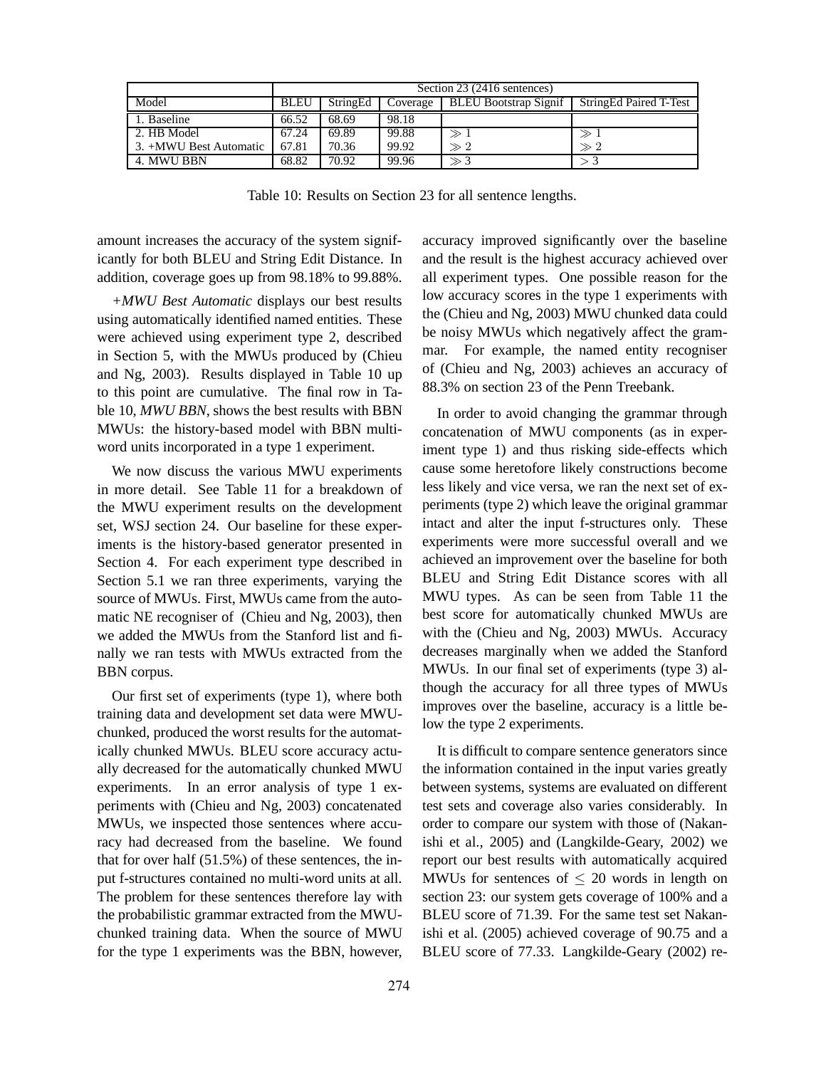| | Section 23 (2416 sentences) | | | | |
|---|---|---|---|---|---|
| Model | BLEU | StringEd | Coverage | BLEU Bootstrap Signif | StringEd Paired T-Test |
| 1. Baseline | 66.52 | 68.69 | 98.18 | | |
| 2. HB Model | 67.24 | 69.89 | 99.88 | $\gg 1$ | $\gg 1$ |
| 3. +MWU Best Automatic | 67.81 | 70.36 | 99.92 | $\gg 2$ | $\gg 2$ |
| 4. MWU BBN | 68.82 | 70.92 | 99.96 | $\gg 3$ | $> 3$ |

Table 10: Results on Section 23 for all sentence lengths.

amount increases the accuracy of the system significantly for both BLEU and String Edit Distance. In addition, coverage goes up from 98.18% to 99.88%.

*+MWU Best Automatic* displays our best results using automatically identified named entities. These were achieved using experiment type 2, described in Section 5, with the MWUs produced by (Chieu and Ng, 2003). Results displayed in Table 10 up to this point are cumulative. The final row in Table 10, *MWU BBN*, shows the best results with BBN MWUs: the history-based model with BBN multi-word units incorporated in a type 1 experiment.

We now discuss the various MWU experiments in more detail. See Table 11 for a breakdown of the MWU experiment results on the development set, WSJ section 24. Our baseline for these experiments is the history-based generator presented in Section 4. For each experiment type described in Section 5.1 we ran three experiments, varying the source of MWUs. First, MWUs came from the automatic NE recogniser of (Chieu and Ng, 2003), then we added the MWUs from the Stanford list and finally we ran tests with MWUs extracted from the BBN corpus.

Our first set of experiments (type 1), where both training data and development set data were MWU-chunked, produced the worst results for the automatically chunked MWUs. BLEU score accuracy actually decreased for the automatically chunked MWU experiments. In an error analysis of type 1 experiments with (Chieu and Ng, 2003) concatenated MWUs, we inspected those sentences where accuracy had decreased from the baseline. We found that for over half (51.5%) of these sentences, the input f-structures contained no multi-word units at all. The problem for these sentences therefore lay with the probabilistic grammar extracted from the MWU-chunked training data. When the source of MWU for the type 1 experiments was the BBN, however, accuracy improved significantly over the baseline and the result is the highest accuracy achieved over all experiment types. One possible reason for the low accuracy scores in the type 1 experiments with the (Chieu and Ng, 2003) MWU chunked data could be noisy MWUs which negatively affect the grammar. For example, the named entity recogniser of (Chieu and Ng, 2003) achieves an accuracy of 88.3% on section 23 of the Penn Treebank.

In order to avoid changing the grammar through concatenation of MWU components (as in experiment type 1) and thus risking side-effects which cause some heretofore likely constructions become less likely and vice versa, we ran the next set of experiments (type 2) which leave the original grammar intact and alter the input f-structures only. These experiments were more successful overall and we achieved an improvement over the baseline for both BLEU and String Edit Distance scores with all MWU types. As can be seen from Table 11 the best score for automatically chunked MWUs are with the (Chieu and Ng, 2003) MWUs. Accuracy decreases marginally when we added the Stanford MWUs. In our final set of experiments (type 3) although the accuracy for all three types of MWUs improves over the baseline, accuracy is a little below the type 2 experiments.

It is difficult to compare sentence generators since the information contained in the input varies greatly between systems, systems are evaluated on different test sets and coverage also varies considerably. In order to compare our system with those of (Nakanishi et al., 2005) and (Langkilde-Geary, 2002) we report our best results with automatically acquired MWUs for sentences of $\leq 20$ words in length on section 23: our system gets coverage of 100% and a BLEU score of 71.39. For the same test set Nakanishi et al. (2005) achieved coverage of 90.75 and a BLEU score of 77.33. Langkilde-Geary (2002) re-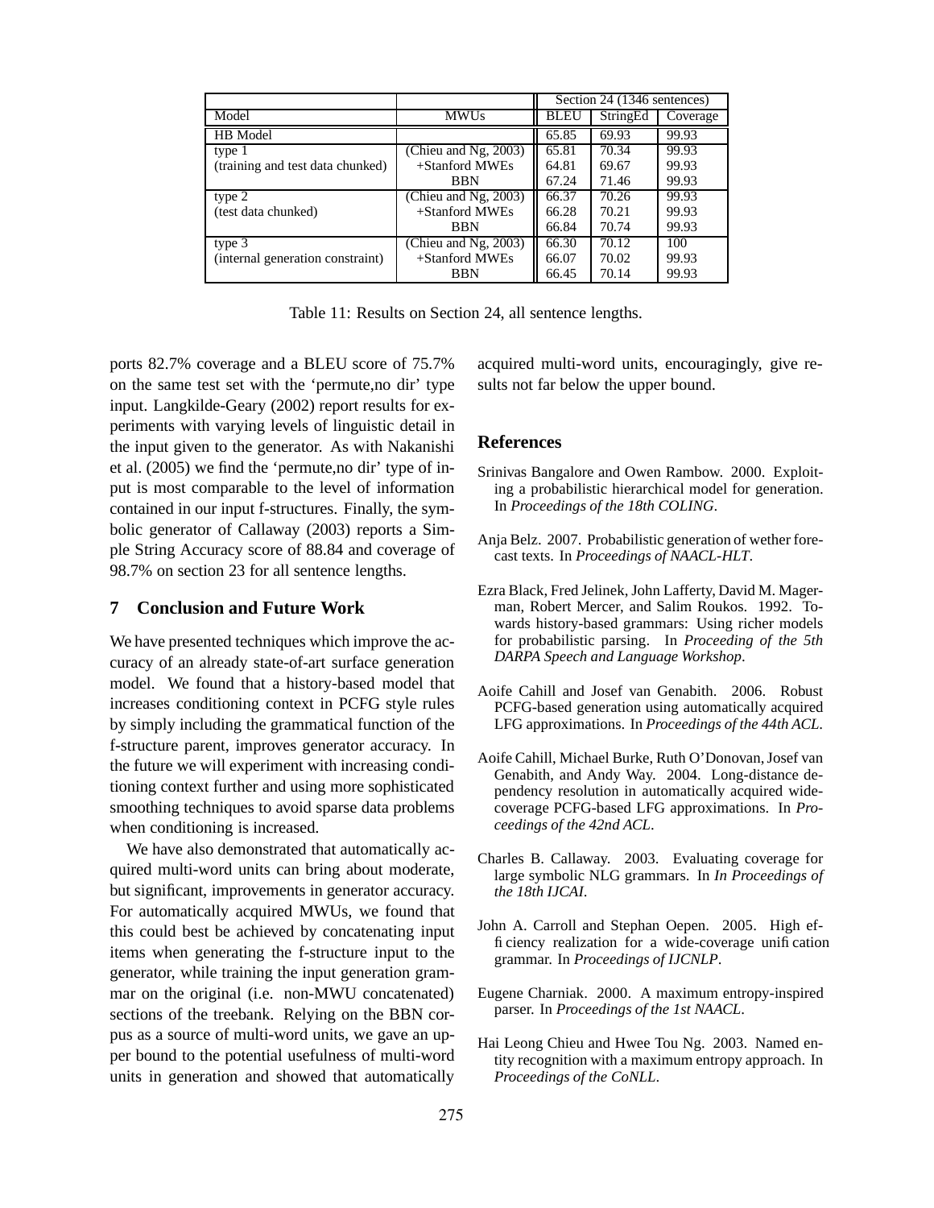| | | Section 24 (1346 sentences) | | |
|---|---|---|---|---|
| Model | MWUs | BLEU | StringEd | Coverage |
| HB Model | | 65.85 | 69.93 | 99.93 |
| type 1 | (Chieu and Ng, 2003) | 65.81 | 70.34 | 99.93 |
| (training and test data chunked) | +Stanford MWEs | 64.81 | 69.67 | 99.93 |
| | BBN | 67.24 | 71.46 | 99.93 |
| type 2 | (Chieu and Ng, 2003) | 66.37 | 70.26 | 99.93 |
| (test data chunked) | +Stanford MWEs | 66.28 | 70.21 | 99.93 |
| | BBN | 66.84 | 70.74 | 99.93 |
| type 3 | (Chieu and Ng, 2003) | 66.30 | 70.12 | 100 |
| (internal generation constraint) | +Stanford MWEs | 66.07 | 70.02 | 99.93 |
| | BBN | 66.45 | 70.14 | 99.93 |

Table 11: Results on Section 24, all sentence lengths.

ports 82.7% coverage and a BLEU score of 75.7% on the same test set with the 'permute,no dir' type input. Langkilde-Geary (2002) report results for experiments with varying levels of linguistic detail in the input given to the generator. As with Nakanishi et al. (2005) we find the 'permute,no dir' type of input is most comparable to the level of information contained in our input f-structures. Finally, the symbolic generator of Callaway (2003) reports a Simple String Accuracy score of 88.84 and coverage of 98.7% on section 23 for all sentence lengths.

## 7 Conclusion and Future Work

We have presented techniques which improve the accuracy of an already state-of-art surface generation model. We found that a history-based model that increases conditioning context in PCFG style rules by simply including the grammatical function of the f-structure parent, improves generator accuracy. In the future we will experiment with increasing conditioning context further and using more sophisticated smoothing techniques to avoid sparse data problems when conditioning is increased.

We have also demonstrated that automatically acquired multi-word units can bring about moderate, but significant, improvements in generator accuracy. For automatically acquired MWUs, we found that this could best be achieved by concatenating input items when generating the f-structure input to the generator, while training the input generation grammar on the original (i.e. non-MWU concatenated) sections of the treebank. Relying on the BBN corpus as a source of multi-word units, we gave an upper bound to the potential usefulness of multi-word units in generation and showed that automatically acquired multi-word units, encouragingly, give results not far below the upper bound.

## References

Srinivas Bangalore and Owen Rambow. 2000. Exploiting a probabilistic hierarchical model for generation. In *Proceedings of the 18th COLING*.

Anja Belz. 2007. Probabilistic generation of wether forecast texts. In *Proceedings of NAACL-HLT*.

Ezra Black, Fred Jelinek, John Lafferty, David M. Magerman, Robert Mercer, and Salim Roukos. 1992. Towards history-based grammars: Using richer models for probabilistic parsing. In *Proceeding of the 5th DARPA Speech and Language Workshop*.

Aoife Cahill and Josef van Genabith. 2006. Robust PCFG-based generation using automatically acquired LFG approximations. In *Proceedings of the 44th ACL*.

Aoife Cahill, Michael Burke, Ruth O'Donovan, Josef van Genabith, and Andy Way. 2004. Long-distance dependency resolution in automatically acquired wide-coverage PCFG-based LFG approximations. In *Proceedings of the 42nd ACL*.

Charles B. Callaway. 2003. Evaluating coverage for large symbolic NLG grammars. In *In Proceedings of the 18th IJCAI*.

John A. Carroll and Stephan Oepen. 2005. High efficiency realization for a wide-coverage unification grammar. In *Proceedings of IJCNLP*.

Eugene Charniak. 2000. A maximum entropy-inspired parser. In *Proceedings of the 1st NAACL*.

Hai Leong Chieu and Hwee Tou Ng. 2003. Named entity recognition with a maximum entropy approach. In *Proceedings of the CoNLL*.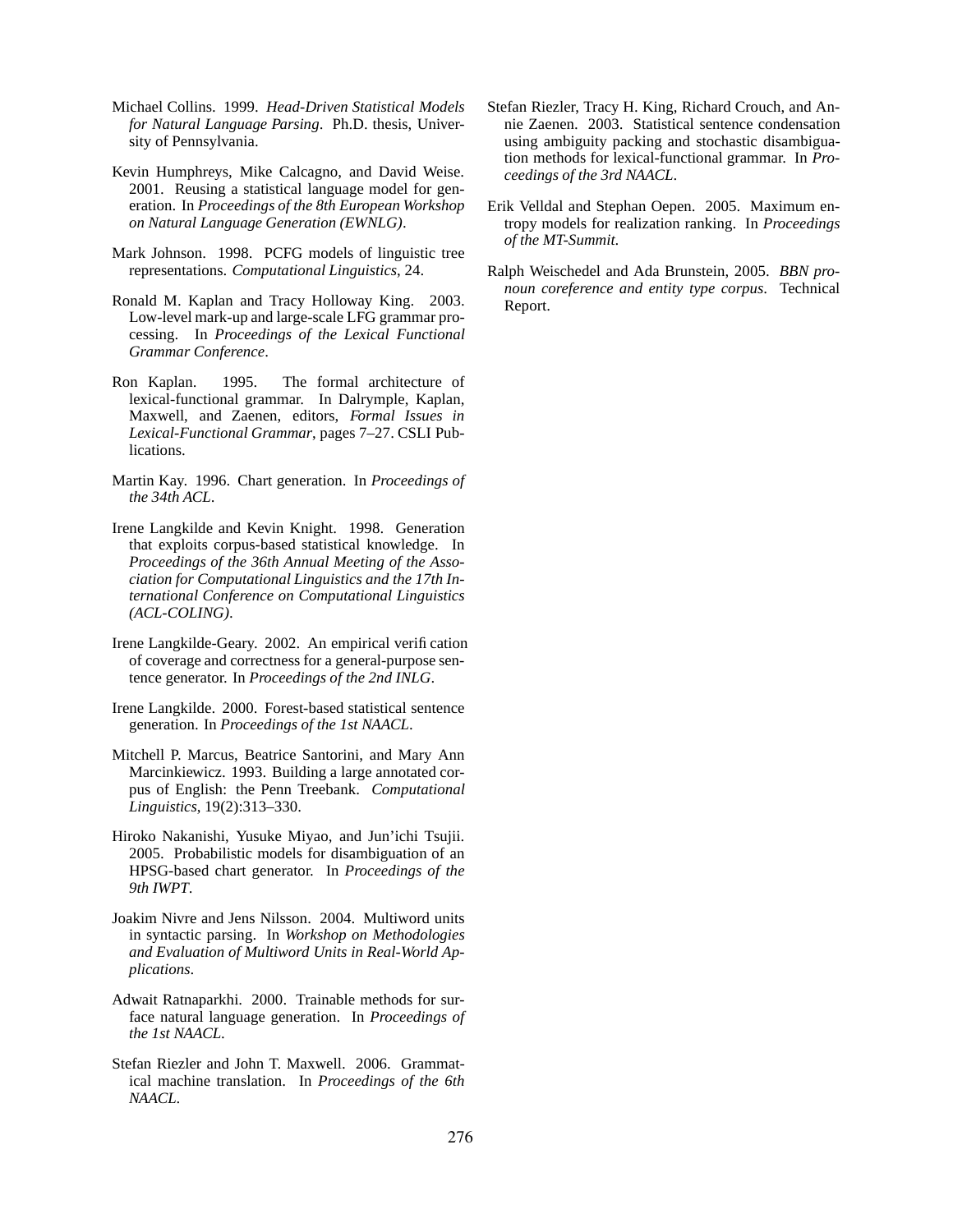Michael Collins. 1999. *Head-Driven Statistical Models for Natural Language Parsing*. Ph.D. thesis, University of Pennsylvania.

Kevin Humphreys, Mike Calcagno, and David Weise. 2001. Reusing a statistical language model for generation. In *Proceedings of the 8th European Workshop on Natural Language Generation (EWNLG)*.

Mark Johnson. 1998. PCFG models of linguistic tree representations. *Computational Linguistics*, 24.

Ronald M. Kaplan and Tracy Holloway King. 2003. Low-level mark-up and large-scale LFG grammar processing. In *Proceedings of the Lexical Functional Grammar Conference*.

Ron Kaplan. 1995. The formal architecture of lexical-functional grammar. In Dalrymple, Kaplan, Maxwell, and Zaenen, editors, *Formal Issues in Lexical-Functional Grammar*, pages 7–27. CSLI Publications.

Martin Kay. 1996. Chart generation. In *Proceedings of the 34th ACL*.

Irene Langkilde and Kevin Knight. 1998. Generation that exploits corpus-based statistical knowledge. In *Proceedings of the 36th Annual Meeting of the Association for Computational Linguistics and the 17th International Conference on Computational Linguistics (ACL-COLING)*.

Irene Langkilde-Geary. 2002. An empirical verification of coverage and correctness for a general-purpose sentence generator. In *Proceedings of the 2nd INLG*.

Irene Langkilde. 2000. Forest-based statistical sentence generation. In *Proceedings of the 1st NAACL*.

Mitchell P. Marcus, Beatrice Santorini, and Mary Ann Marcinkiewicz. 1993. Building a large annotated corpus of English: the Penn Treebank. *Computational Linguistics*, 19(2):313–330.

Hiroko Nakanishi, Yusuke Miyao, and Jun'ichi Tsujii. 2005. Probabilistic models for disambiguation of an HPSG-based chart generator. In *Proceedings of the 9th IWPT*.

Joakim Nivre and Jens Nilsson. 2004. Multiword units in syntactic parsing. In *Workshop on Methodologies and Evaluation of Multiword Units in Real-World Applications*.

Adwait Ratnaparkhi. 2000. Trainable methods for surface natural language generation. In *Proceedings of the 1st NAACL*.

Stefan Riezler and John T. Maxwell. 2006. Grammatical machine translation. In *Proceedings of the 6th NAACL*.

Stefan Riezler, Tracy H. King, Richard Crouch, and Annie Zaenen. 2003. Statistical sentence condensation using ambiguity packing and stochastic disambiguation methods for lexical-functional grammar. In *Proceedings of the 3rd NAACL*.

Erik Velldal and Stephan Oepen. 2005. Maximum entropy models for realization ranking. In *Proceedings of the MT-Summit*.

Ralph Weischedel and Ada Brunstein, 2005. *BBN pronoun coreference and entity type corpus*. Technical Report.